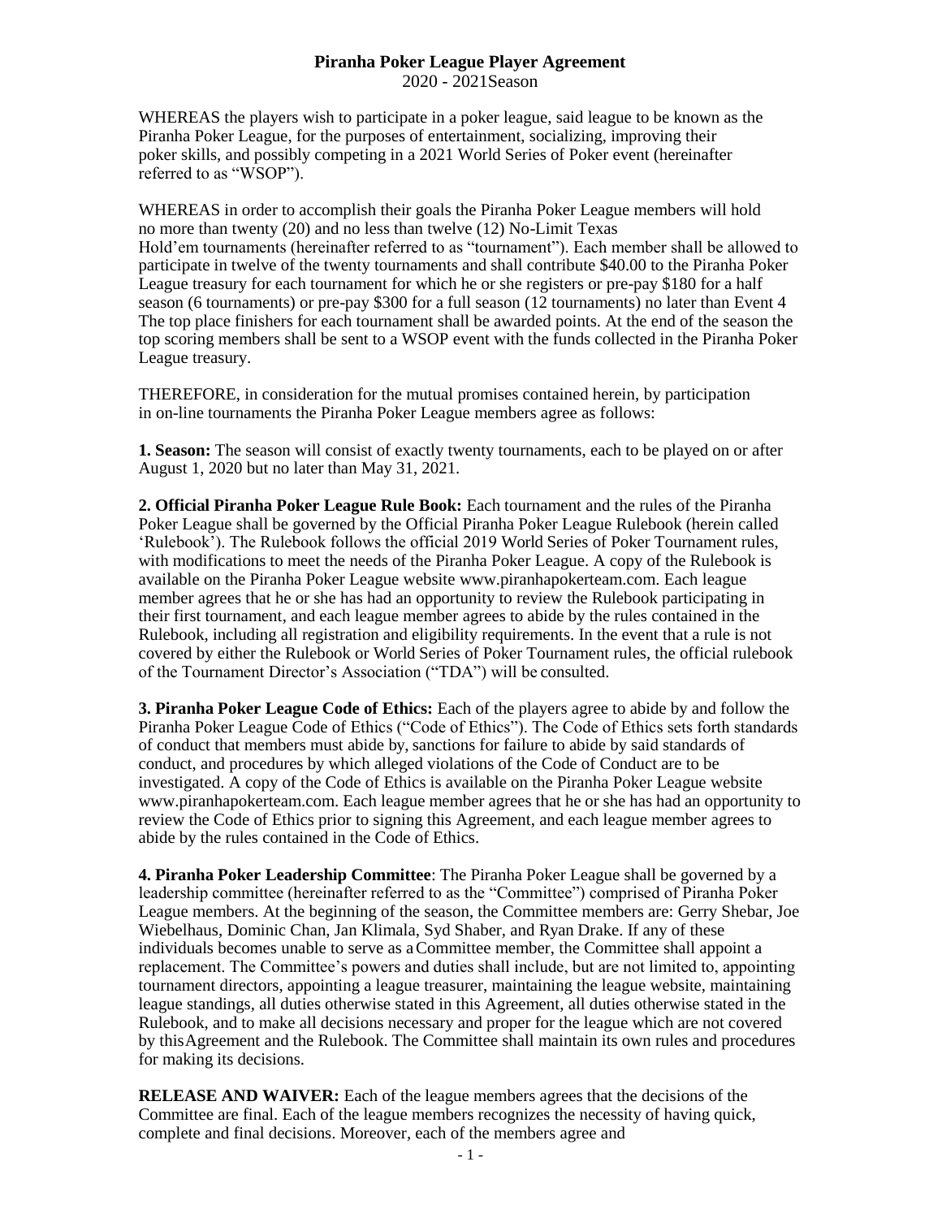# Piranha Poker League Player Agreement

2020 - 2021Season

WHEREAS the players wish to participate in a poker league, said league to be known as the Piranha Poker League, for the purposes of entertainment, socializing, improving their poker skills, and possibly competing in a 2021 World Series of Poker event (hereinafter referred to as "WSOP").

WHEREAS in order to accomplish their goals the Piranha Poker League members will hold no more than twenty (20) and no less than twelve (12) No-Limit Texas Hold'em tournaments (hereinafter referred to as "tournament"). Each member shall be allowed to participate in twelve of the twenty tournaments and shall contribute $40.00 to the Piranha Poker League treasury for each tournament for which he or she registers or pre-pay $180 for a half season (6 tournaments) or pre-pay $300 for a full season (12 tournaments) no later than Event 4 The top place finishers for each tournament shall be awarded points. At the end of the season the top scoring members shall be sent to a WSOP event with the funds collected in the Piranha Poker League treasury.

THEREFORE, in consideration for the mutual promises contained herein, by participation in on-line tournaments the Piranha Poker League members agree as follows:

**1. Season:** The season will consist of exactly twenty tournaments, each to be played on or after August 1, 2020 but no later than May 31, 2021.

**2. Official Piranha Poker League Rule Book:** Each tournament and the rules of the Piranha Poker League shall be governed by the Official Piranha Poker League Rulebook (herein called 'Rulebook'). The Rulebook follows the official 2019 World Series of Poker Tournament rules, with modifications to meet the needs of the Piranha Poker League. A copy of the Rulebook is available on the Piranha Poker League website www.piranhapokerteam.com. Each league member agrees that he or she has had an opportunity to review the Rulebook participating in their first tournament, and each league member agrees to abide by the rules contained in the Rulebook, including all registration and eligibility requirements. In the event that a rule is not covered by either the Rulebook or World Series of Poker Tournament rules, the official rulebook of the Tournament Director's Association ("TDA") will be consulted.

**3. Piranha Poker League Code of Ethics:** Each of the players agree to abide by and follow the Piranha Poker League Code of Ethics ("Code of Ethics"). The Code of Ethics sets forth standards of conduct that members must abide by, sanctions for failure to abide by said standards of conduct, and procedures by which alleged violations of the Code of Conduct are to be investigated. A copy of the Code of Ethics is available on the Piranha Poker League website www.piranhapokerteam.com. Each league member agrees that he or she has had an opportunity to review the Code of Ethics prior to signing this Agreement, and each league member agrees to abide by the rules contained in the Code of Ethics.

**4. Piranha Poker Leadership Committee**: The Piranha Poker League shall be governed by a leadership committee (hereinafter referred to as the "Committee") comprised of Piranha Poker League members. At the beginning of the season, the Committee members are: Gerry Shebar, Joe Wiebelhaus, Dominic Chan, Jan Klimala, Syd Shaber, and Ryan Drake. If any of these individuals becomes unable to serve as a Committee member, the Committee shall appoint a replacement. The Committee's powers and duties shall include, but are not limited to, appointing tournament directors, appointing a league treasurer, maintaining the league website, maintaining league standings, all duties otherwise stated in this Agreement, all duties otherwise stated in the Rulebook, and to make all decisions necessary and proper for the league which are not covered by this Agreement and the Rulebook. The Committee shall maintain its own rules and procedures for making its decisions.

**RELEASE AND WAIVER:** Each of the league members agrees that the decisions of the Committee are final. Each of the league members recognizes the necessity of having quick, complete and final decisions. Moreover, each of the members agree and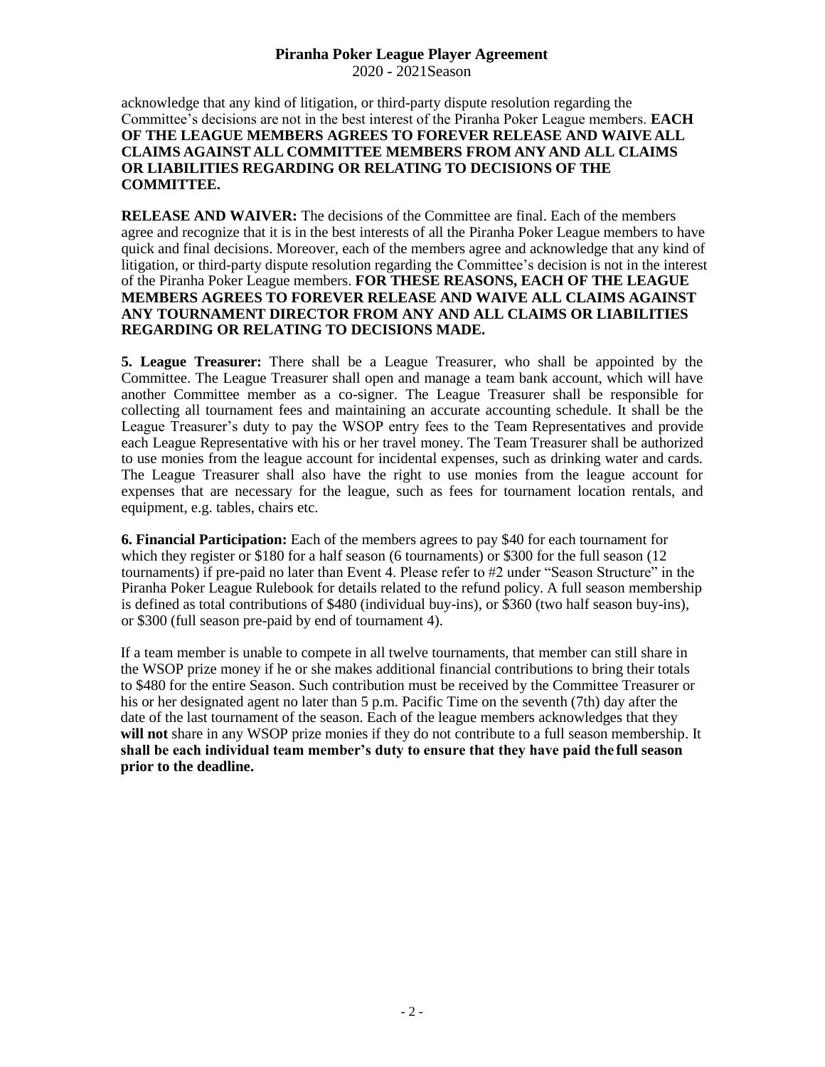acknowledge that any kind of litigation, or third-party dispute resolution regarding the Committee's decisions are not in the best interest of the Piranha Poker League members. **EACH OF THE LEAGUE MEMBERS AGREES TO FOREVER RELEASE AND WAIVE ALL CLAIMS AGAINST ALL COMMITTEE MEMBERS FROM ANY AND ALL CLAIMS OR LIABILITIES REGARDING OR RELATING TO DECISIONS OF THE COMMITTEE.**

**RELEASE AND WAIVER:** The decisions of the Committee are final. Each of the members agree and recognize that it is in the best interests of all the Piranha Poker League members to have quick and final decisions. Moreover, each of the members agree and acknowledge that any kind of litigation, or third-party dispute resolution regarding the Committee's decision is not in the interest of the Piranha Poker League members. **FOR THESE REASONS, EACH OF THE LEAGUE MEMBERS AGREES TO FOREVER RELEASE AND WAIVE ALL CLAIMS AGAINST ANY TOURNAMENT DIRECTOR FROM ANY AND ALL CLAIMS OR LIABILITIES REGARDING OR RELATING TO DECISIONS MADE.**

**5. League Treasurer:** There shall be a League Treasurer, who shall be appointed by the Committee. The League Treasurer shall open and manage a team bank account, which will have another Committee member as a co-signer. The League Treasurer shall be responsible for collecting all tournament fees and maintaining an accurate accounting schedule. It shall be the League Treasurer's duty to pay the WSOP entry fees to the Team Representatives and provide each League Representative with his or her travel money. The Team Treasurer shall be authorized to use monies from the league account for incidental expenses, such as drinking water and cards. The League Treasurer shall also have the right to use monies from the league account for expenses that are necessary for the league, such as fees for tournament location rentals, and equipment, e.g. tables, chairs etc.

**6. Financial Participation:** Each of the members agrees to pay $40 for each tournament for which they register or $180 for a half season (6 tournaments) or $300 for the full season (12 tournaments) if pre-paid no later than Event 4. Please refer to #2 under "Season Structure" in the Piranha Poker League Rulebook for details related to the refund policy. A full season membership is defined as total contributions of $480 (individual buy-ins), or $360 (two half season buy-ins), or $300 (full season pre-paid by end of tournament 4).

If a team member is unable to compete in all twelve tournaments, that member can still share in the WSOP prize money if he or she makes additional financial contributions to bring their totals to $480 for the entire Season. Such contribution must be received by the Committee Treasurer or his or her designated agent no later than 5 p.m. Pacific Time on the seventh (7th) day after the date of the last tournament of the season. Each of the league members acknowledges that they **will not** share in any WSOP prize monies if they do not contribute to a full season membership. It **shall be each individual team member's duty to ensure that they have paid the full season prior to the deadline.**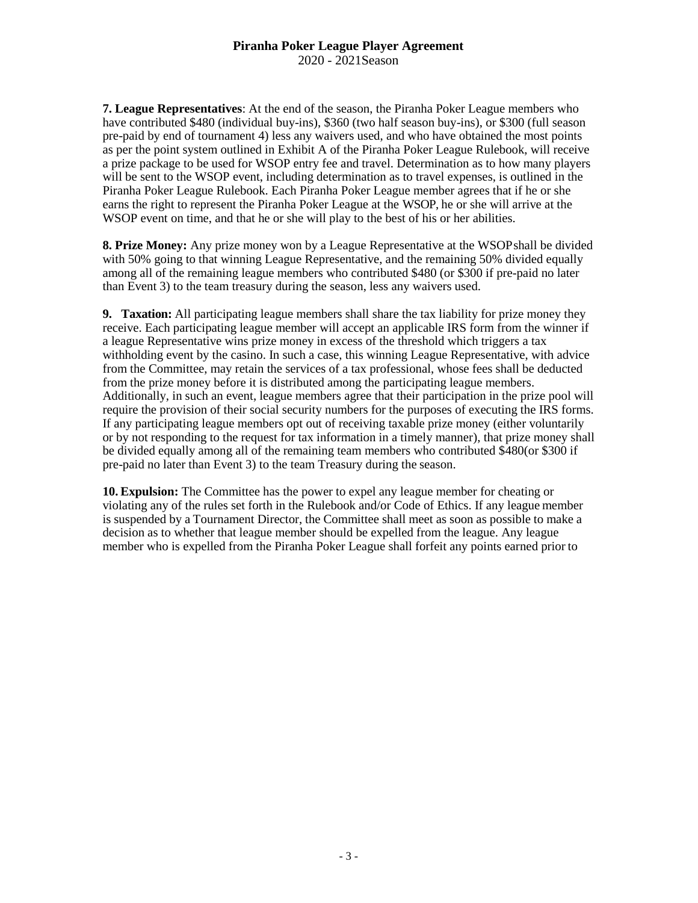**7. League Representatives**: At the end of the season, the Piranha Poker League members who have contributed $480 (individual buy-ins), $360 (two half season buy-ins), or $300 (full season pre-paid by end of tournament 4) less any waivers used, and who have obtained the most points as per the point system outlined in Exhibit A of the Piranha Poker League Rulebook, will receive a prize package to be used for WSOP entry fee and travel. Determination as to how many players will be sent to the WSOP event, including determination as to travel expenses, is outlined in the Piranha Poker League Rulebook. Each Piranha Poker League member agrees that if he or she earns the right to represent the Piranha Poker League at the WSOP, he or she will arrive at the WSOP event on time, and that he or she will play to the best of his or her abilities.

**8. Prize Money:** Any prize money won by a League Representative at the WSOP shall be divided with 50% going to that winning League Representative, and the remaining 50% divided equally among all of the remaining league members who contributed $480 (or $300 if pre-paid no later than Event 3) to the team treasury during the season, less any waivers used.

**9. Taxation:** All participating league members shall share the tax liability for prize money they receive. Each participating league member will accept an applicable IRS form from the winner if a league Representative wins prize money in excess of the threshold which triggers a tax withholding event by the casino. In such a case, this winning League Representative, with advice from the Committee, may retain the services of a tax professional, whose fees shall be deducted from the prize money before it is distributed among the participating league members. Additionally, in such an event, league members agree that their participation in the prize pool will require the provision of their social security numbers for the purposes of executing the IRS forms. If any participating league members opt out of receiving taxable prize money (either voluntarily or by not responding to the request for tax information in a timely manner), that prize money shall be divided equally among all of the remaining team members who contributed $480(or $300 if pre-paid no later than Event 3) to the team Treasury during the season.

**10. Expulsion:** The Committee has the power to expel any league member for cheating or violating any of the rules set forth in the Rulebook and/or Code of Ethics. If any league member is suspended by a Tournament Director, the Committee shall meet as soon as possible to make a decision as to whether that league member should be expelled from the league. Any league member who is expelled from the Piranha Poker League shall forfeit any points earned prior to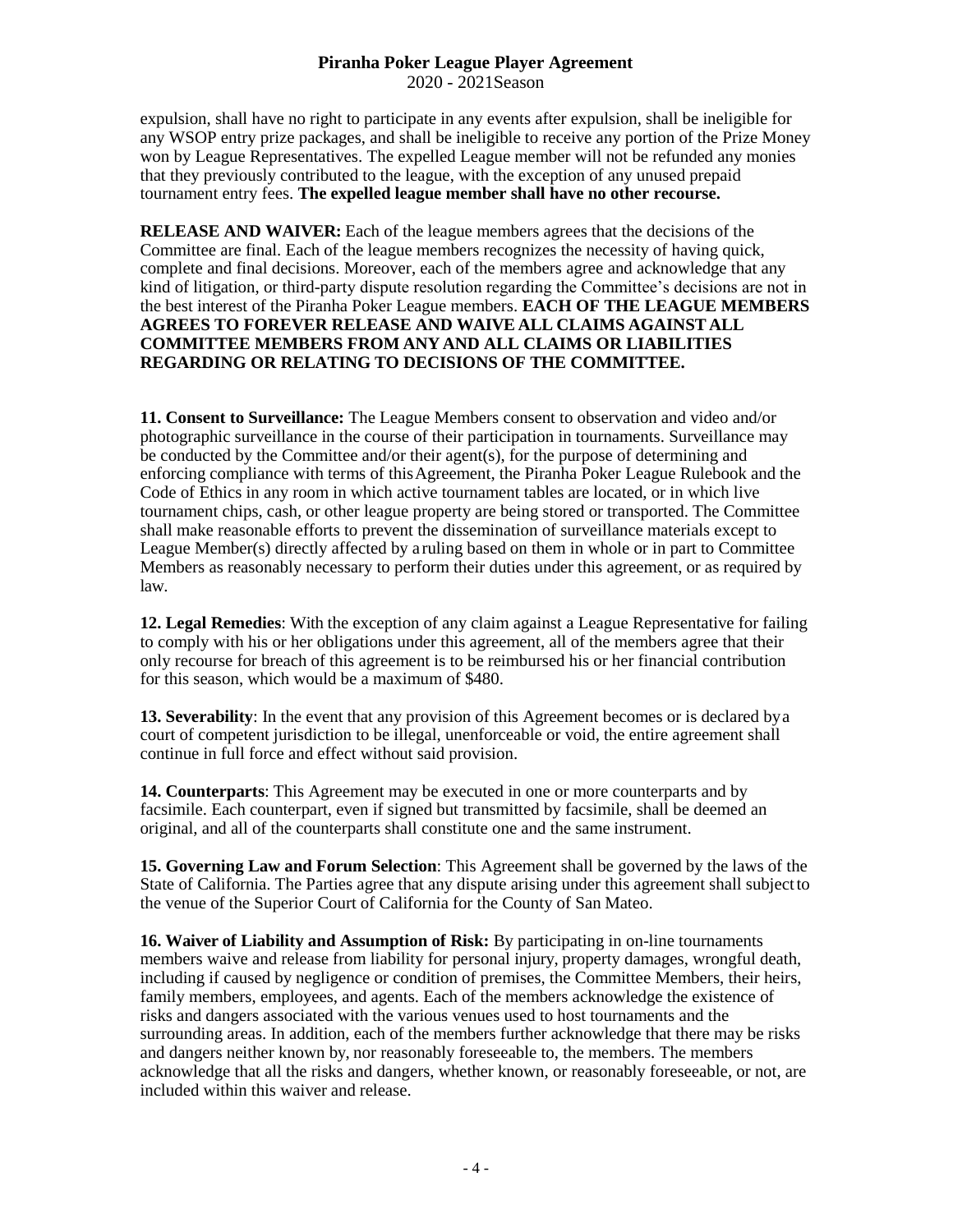expulsion, shall have no right to participate in any events after expulsion, shall be ineligible for any WSOP entry prize packages, and shall be ineligible to receive any portion of the Prize Money won by League Representatives. The expelled League member will not be refunded any monies that they previously contributed to the league, with the exception of any unused prepaid tournament entry fees. **The expelled league member shall have no other recourse.**

**RELEASE AND WAIVER:** Each of the league members agrees that the decisions of the Committee are final. Each of the league members recognizes the necessity of having quick, complete and final decisions. Moreover, each of the members agree and acknowledge that any kind of litigation, or third-party dispute resolution regarding the Committee's decisions are not in the best interest of the Piranha Poker League members. **EACH OF THE LEAGUE MEMBERS AGREES TO FOREVER RELEASE AND WAIVE ALL CLAIMS AGAINST ALL COMMITTEE MEMBERS FROM ANY AND ALL CLAIMS OR LIABILITIES REGARDING OR RELATING TO DECISIONS OF THE COMMITTEE.**

**11. Consent to Surveillance:** The League Members consent to observation and video and/or photographic surveillance in the course of their participation in tournaments. Surveillance may be conducted by the Committee and/or their agent(s), for the purpose of determining and enforcing compliance with terms of this Agreement, the Piranha Poker League Rulebook and the Code of Ethics in any room in which active tournament tables are located, or in which live tournament chips, cash, or other league property are being stored or transported. The Committee shall make reasonable efforts to prevent the dissemination of surveillance materials except to League Member(s) directly affected by a ruling based on them in whole or in part to Committee Members as reasonably necessary to perform their duties under this agreement, or as required by law.

**12. Legal Remedies**: With the exception of any claim against a League Representative for failing to comply with his or her obligations under this agreement, all of the members agree that their only recourse for breach of this agreement is to be reimbursed his or her financial contribution for this season, which would be a maximum of $480.

**13. Severability**: In the event that any provision of this Agreement becomes or is declared by a court of competent jurisdiction to be illegal, unenforceable or void, the entire agreement shall continue in full force and effect without said provision.

**14. Counterparts**: This Agreement may be executed in one or more counterparts and by facsimile. Each counterpart, even if signed but transmitted by facsimile, shall be deemed an original, and all of the counterparts shall constitute one and the same instrument.

**15. Governing Law and Forum Selection**: This Agreement shall be governed by the laws of the State of California. The Parties agree that any dispute arising under this agreement shall subject to the venue of the Superior Court of California for the County of San Mateo.

**16. Waiver of Liability and Assumption of Risk:** By participating in on-line tournaments members waive and release from liability for personal injury, property damages, wrongful death, including if caused by negligence or condition of premises, the Committee Members, their heirs, family members, employees, and agents. Each of the members acknowledge the existence of risks and dangers associated with the various venues used to host tournaments and the surrounding areas. In addition, each of the members further acknowledge that there may be risks and dangers neither known by, nor reasonably foreseeable to, the members. The members acknowledge that all the risks and dangers, whether known, or reasonably foreseeable, or not, are included within this waiver and release.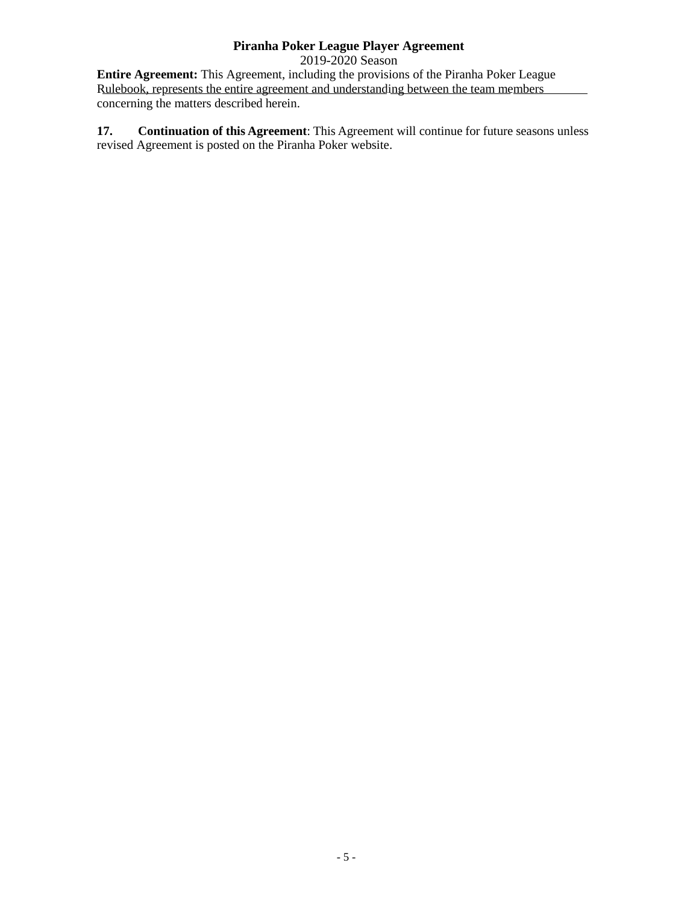**Entire Agreement:** This Agreement, including the provisions of the Piranha Poker League Rulebook, represents the entire agreement and understanding between the team members concerning the matters described herein.

**17. Continuation of this Agreement**: This Agreement will continue for future seasons unless revised Agreement is posted on the Piranha Poker website.